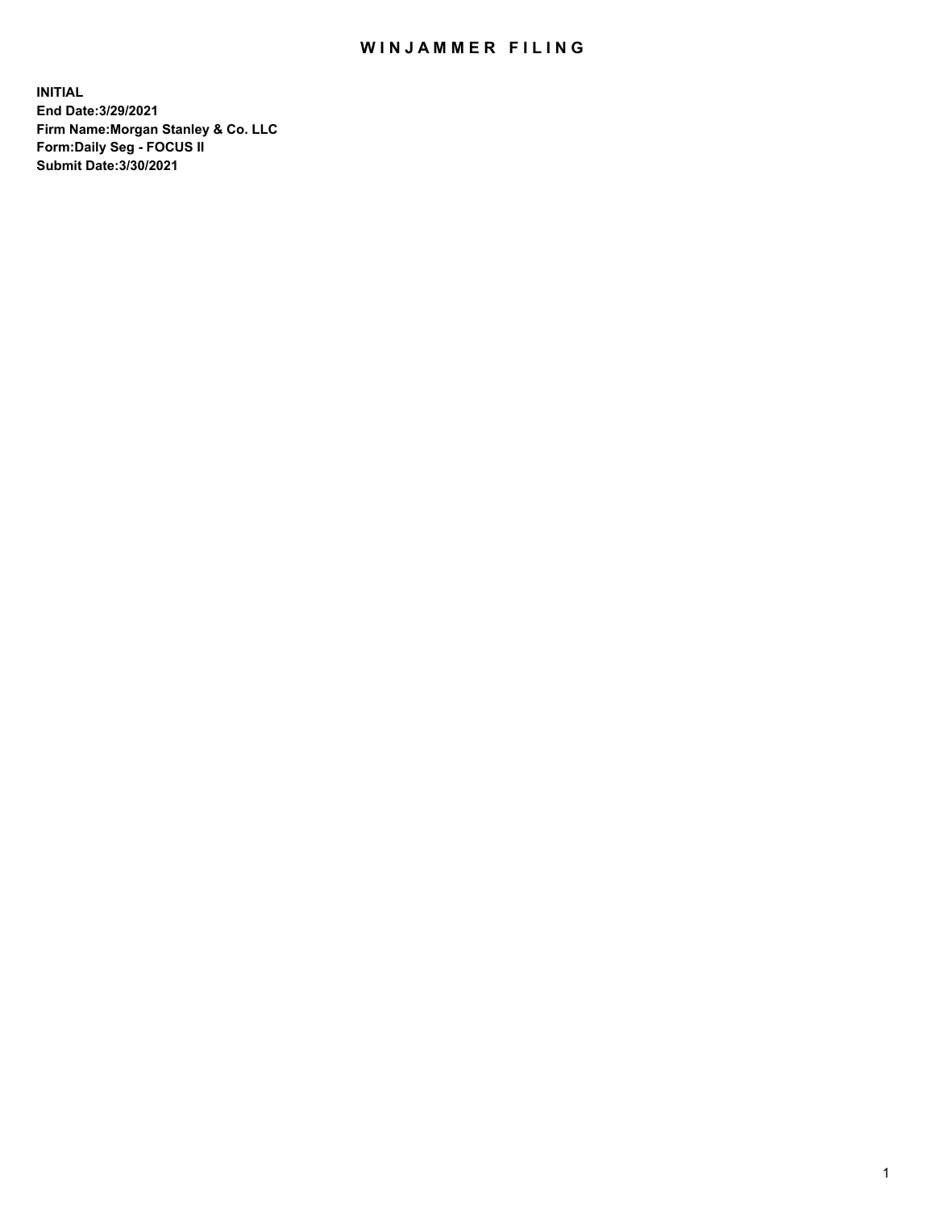# WINJAMMER FILING

**INITIAL**
**End Date:3/29/2021**
**Firm Name:Morgan Stanley & Co. LLC**
**Form:Daily Seg - FOCUS II**
**Submit Date:3/30/2021**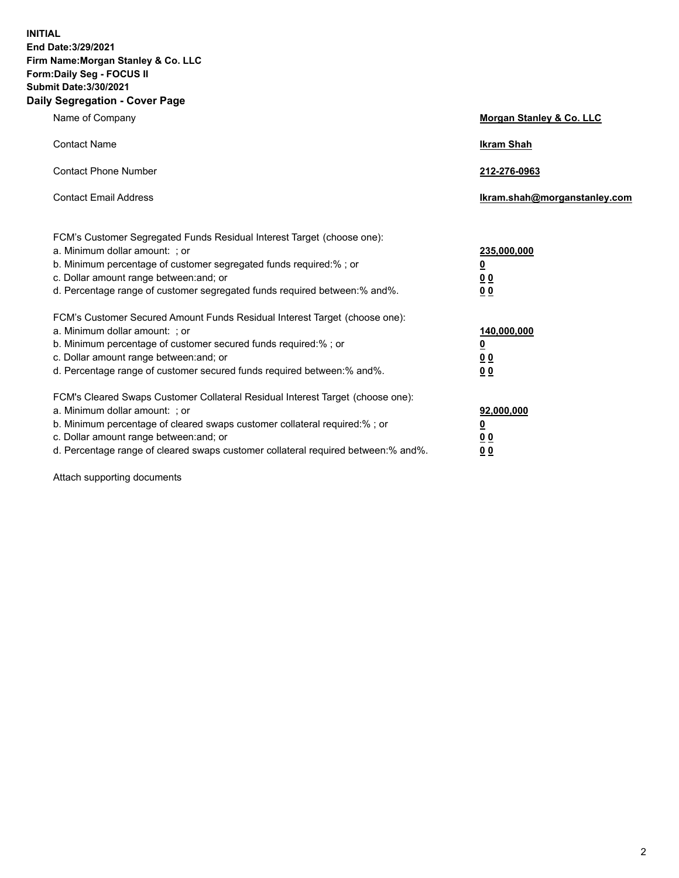**INITIAL**
**End Date:3/29/2021**
**Firm Name:Morgan Stanley & Co. LLC**
**Form:Daily Seg - FOCUS II**
**Submit Date:3/30/2021**

## Daily Segregation - Cover Page

| | |
|---|---|
| Name of Company | **Morgan Stanley & Co. LLC** |
| Contact Name | **Ikram Shah** |
| Contact Phone Number | **212-276-0963** |
| Contact Email Address | **Ikram.shah@morganstanley.com** |

| | |
|---|---|
| FCM's Customer Segregated Funds Residual Interest Target (choose one): | |
| a. Minimum dollar amount: ; or | **235,000,000** |
| b. Minimum percentage of customer segregated funds required:% ; or | **0** |
| c. Dollar amount range between:and; or | **0 0** |
| d. Percentage range of customer segregated funds required between:% and%. | **0 0** |
| FCM's Customer Secured Amount Funds Residual Interest Target (choose one): | |
| a. Minimum dollar amount: ; or | **140,000,000** |
| b. Minimum percentage of customer secured funds required:% ; or | **0** |
| c. Dollar amount range between:and; or | **0 0** |
| d. Percentage range of customer secured funds required between:% and%. | **0 0** |
| FCM's Cleared Swaps Customer Collateral Residual Interest Target (choose one): | |
| a. Minimum dollar amount: ; or | **92,000,000** |
| b. Minimum percentage of cleared swaps customer collateral required:% ; or | **0** |
| c. Dollar amount range between:and; or | **0 0** |
| d. Percentage range of cleared swaps customer collateral required between:% and%. | **0 0** |

Attach supporting documents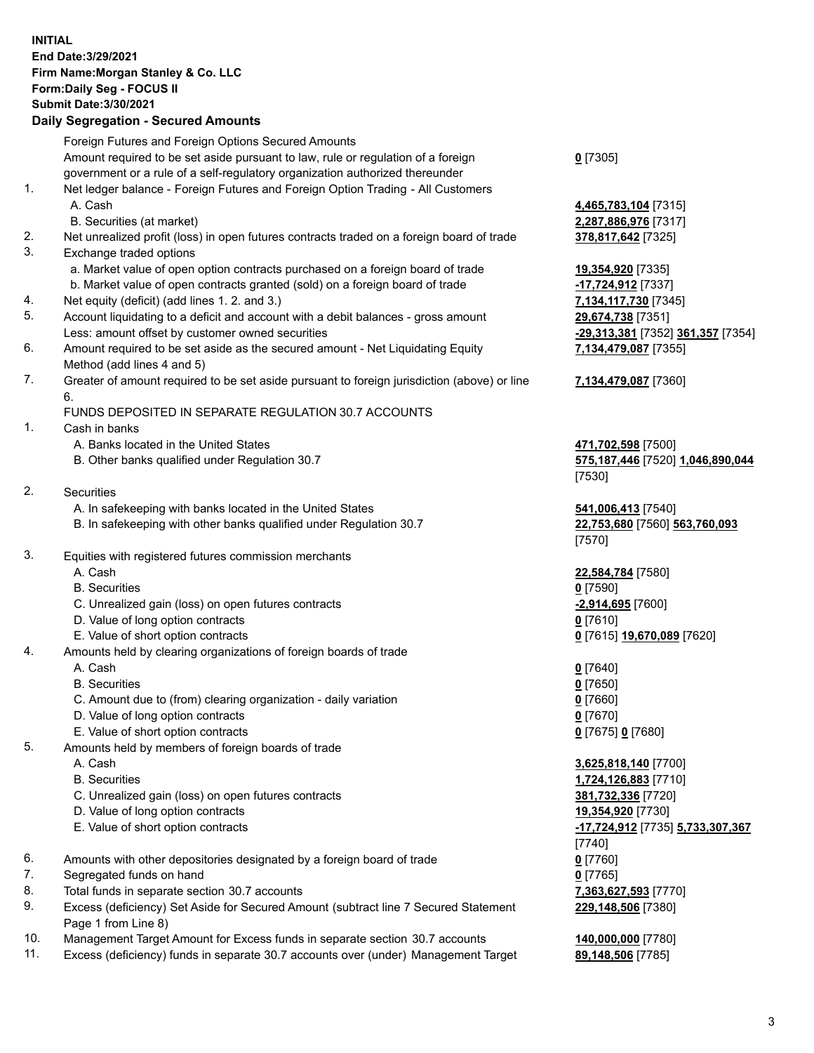**INITIAL**
**End Date:3/29/2021**
**Firm Name:Morgan Stanley & Co. LLC**
**Form:Daily Seg - FOCUS II**
**Submit Date:3/30/2021**

## Daily Segregation - Secured Amounts

| | | |
|---|---|---|
| | Foreign Futures and Foreign Options Secured Amounts | |
| | Amount required to be set aside pursuant to law, rule or regulation of a foreign government or a rule of a self-regulatory organization authorized thereunder | **0** [7305] |
| 1. | Net ledger balance - Foreign Futures and Foreign Option Trading - All Customers | |
| | A. Cash | **4,465,783,104** [7315] |
| | B. Securities (at market) | **2,287,886,976** [7317] |
| 2. | Net unrealized profit (loss) in open futures contracts traded on a foreign board of trade | **378,817,642** [7325] |
| 3. | Exchange traded options | |
| | a. Market value of open option contracts purchased on a foreign board of trade | **19,354,920** [7335] |
| | b. Market value of open contracts granted (sold) on a foreign board of trade | **-17,724,912** [7337] |
| 4. | Net equity (deficit) (add lines 1. 2. and 3.) | **7,134,117,730** [7345] |
| 5. | Account liquidating to a deficit and account with a debit balances - gross amount | **29,674,738** [7351] |
| | Less: amount offset by customer owned securities | **-29,313,381** [7352] **361,357** [7354] |
| 6. | Amount required to be set aside as the secured amount - Net Liquidating Equity Method (add lines 4 and 5) | **7,134,479,087** [7355] |
| 7. | Greater of amount required to be set aside pursuant to foreign jurisdiction (above) or line 6. | **7,134,479,087** [7360] |
| | FUNDS DEPOSITED IN SEPARATE REGULATION 30.7 ACCOUNTS | |
| 1. | Cash in banks | |
| | A. Banks located in the United States | **471,702,598** [7500] |
| | B. Other banks qualified under Regulation 30.7 | **575,187,446** [7520] **1,046,890,044** [7530] |
| 2. | Securities | |
| | A. In safekeeping with banks located in the United States | **541,006,413** [7540] |
| | B. In safekeeping with other banks qualified under Regulation 30.7 | **22,753,680** [7560] **563,760,093** [7570] |
| 3. | Equities with registered futures commission merchants | |
| | A. Cash | **22,584,784** [7580] |
| | B. Securities | **0** [7590] |
| | C. Unrealized gain (loss) on open futures contracts | **-2,914,695** [7600] |
| | D. Value of long option contracts | **0** [7610] |
| | E. Value of short option contracts | **0** [7615] **19,670,089** [7620] |
| 4. | Amounts held by clearing organizations of foreign boards of trade | |
| | A. Cash | **0** [7640] |
| | B. Securities | **0** [7650] |
| | C. Amount due to (from) clearing organization - daily variation | **0** [7660] |
| | D. Value of long option contracts | **0** [7670] |
| | E. Value of short option contracts | **0** [7675] **0** [7680] |
| 5. | Amounts held by members of foreign boards of trade | |
| | A. Cash | **3,625,818,140** [7700] |
| | B. Securities | **1,724,126,883** [7710] |
| | C. Unrealized gain (loss) on open futures contracts | **381,732,336** [7720] |
| | D. Value of long option contracts | **19,354,920** [7730] |
| | E. Value of short option contracts | **-17,724,912** [7735] **5,733,307,367** [7740] |
| 6. | Amounts with other depositories designated by a foreign board of trade | **0** [7760] |
| 7. | Segregated funds on hand | **0** [7765] |
| 8. | Total funds in separate section 30.7 accounts | **7,363,627,593** [7770] |
| 9. | Excess (deficiency) Set Aside for Secured Amount (subtract line 7 Secured Statement Page 1 from Line 8) | **229,148,506** [7380] |
| 10. | Management Target Amount for Excess funds in separate section 30.7 accounts | **140,000,000** [7780] |
| 11. | Excess (deficiency) funds in separate 30.7 accounts over (under) Management Target | **89,148,506** [7785] |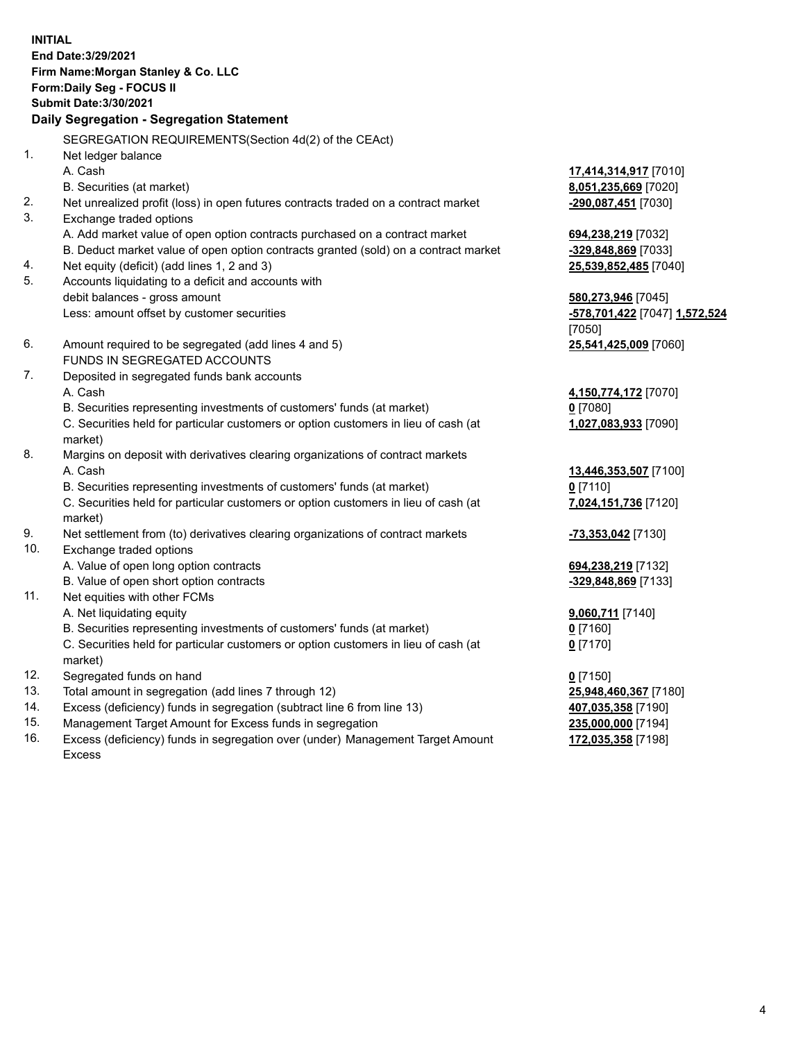**INITIAL**
**End Date:3/29/2021**
**Firm Name:Morgan Stanley & Co. LLC**
**Form:Daily Seg - FOCUS II**
**Submit Date:3/30/2021**

**Daily Segregation - Segregation Statement**

| | | |
|---|---|---|
| | SEGREGATION REQUIREMENTS(Section 4d(2) of the CEAct) | |
| 1. | Net ledger balance | |
| | A. Cash | **17,414,314,917** [7010] |
| | B. Securities (at market) | **8,051,235,669** [7020] |
| 2. | Net unrealized profit (loss) in open futures contracts traded on a contract market | **-290,087,451** [7030] |
| 3. | Exchange traded options | |
| | A. Add market value of open option contracts purchased on a contract market | **694,238,219** [7032] |
| | B. Deduct market value of open option contracts granted (sold) on a contract market | **-329,848,869** [7033] |
| 4. | Net equity (deficit) (add lines 1, 2 and 3) | **25,539,852,485** [7040] |
| 5. | Accounts liquidating to a deficit and accounts with debit balances - gross amount | **580,273,946** [7045] |
| | Less: amount offset by customer securities | **-578,701,422** [7047] **1,572,524** [7050] |
| 6. | Amount required to be segregated (add lines 4 and 5) | **25,541,425,009** [7060] |
| | FUNDS IN SEGREGATED ACCOUNTS | |
| 7. | Deposited in segregated funds bank accounts | |
| | A. Cash | **4,150,774,172** [7070] |
| | B. Securities representing investments of customers' funds (at market) | **0** [7080] |
| | C. Securities held for particular customers or option customers in lieu of cash (at market) | **1,027,083,933** [7090] |
| 8. | Margins on deposit with derivatives clearing organizations of contract markets | |
| | A. Cash | **13,446,353,507** [7100] |
| | B. Securities representing investments of customers' funds (at market) | **0** [7110] |
| | C. Securities held for particular customers or option customers in lieu of cash (at market) | **7,024,151,736** [7120] |
| 9. | Net settlement from (to) derivatives clearing organizations of contract markets | **-73,353,042** [7130] |
| 10. | Exchange traded options | |
| | A. Value of open long option contracts | **694,238,219** [7132] |
| | B. Value of open short option contracts | **-329,848,869** [7133] |
| 11. | Net equities with other FCMs | |
| | A. Net liquidating equity | **9,060,711** [7140] |
| | B. Securities representing investments of customers' funds (at market) | **0** [7160] |
| | C. Securities held for particular customers or option customers in lieu of cash (at market) | **0** [7170] |
| 12. | Segregated funds on hand | **0** [7150] |
| 13. | Total amount in segregation (add lines 7 through 12) | **25,948,460,367** [7180] |
| 14. | Excess (deficiency) funds in segregation (subtract line 6 from line 13) | **407,035,358** [7190] |
| 15. | Management Target Amount for Excess funds in segregation | **235,000,000** [7194] |
| 16. | Excess (deficiency) funds in segregation over (under) Management Target Amount Excess | **172,035,358** [7198] |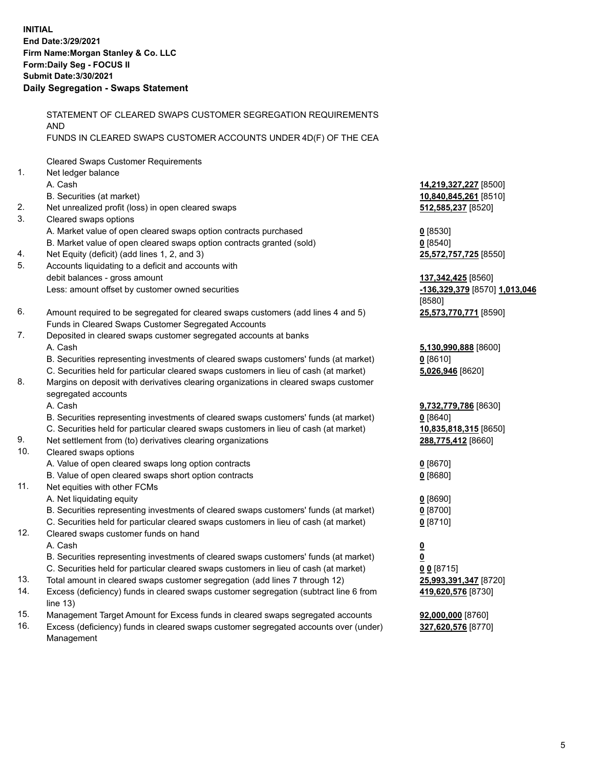**INITIAL**
**End Date:3/29/2021**
**Firm Name:Morgan Stanley & Co. LLC**
**Form:Daily Seg - FOCUS II**
**Submit Date:3/30/2021**
**Daily Segregation - Swaps Statement**

STATEMENT OF CLEARED SWAPS CUSTOMER SEGREGATION REQUIREMENTS AND
FUNDS IN CLEARED SWAPS CUSTOMER ACCOUNTS UNDER 4D(F) OF THE CEA

| | | |
|---|---|---|
| | Cleared Swaps Customer Requirements | |
| 1. | Net ledger balance | |
| | A. Cash | 14,219,327,227 [8500] |
| | B. Securities (at market) | 10,840,845,261 [8510] |
| 2. | Net unrealized profit (loss) in open cleared swaps | 512,585,237 [8520] |
| 3. | Cleared swaps options | |
| | A. Market value of open cleared swaps option contracts purchased | 0 [8530] |
| | B. Market value of open cleared swaps option contracts granted (sold) | 0 [8540] |
| 4. | Net Equity (deficit) (add lines 1, 2, and 3) | 25,572,757,725 [8550] |
| 5. | Accounts liquidating to a deficit and accounts with debit balances - gross amount | 137,342,425 [8560] |
| | Less: amount offset by customer owned securities | -136,329,379 [8570] 1,013,046 [8580] |
| 6. | Amount required to be segregated for cleared swaps customers (add lines 4 and 5) | 25,573,770,771 [8590] |
| | Funds in Cleared Swaps Customer Segregated Accounts | |
| 7. | Deposited in cleared swaps customer segregated accounts at banks | |
| | A. Cash | 5,130,990,888 [8600] |
| | B. Securities representing investments of cleared swaps customers' funds (at market) | 0 [8610] |
| | C. Securities held for particular cleared swaps customers in lieu of cash (at market) | 5,026,946 [8620] |
| 8. | Margins on deposit with derivatives clearing organizations in cleared swaps customer segregated accounts | |
| | A. Cash | 9,732,779,786 [8630] |
| | B. Securities representing investments of cleared swaps customers' funds (at market) | 0 [8640] |
| | C. Securities held for particular cleared swaps customers in lieu of cash (at market) | 10,835,818,315 [8650] |
| 9. | Net settlement from (to) derivatives clearing organizations | 288,775,412 [8660] |
| 10. | Cleared swaps options | |
| | A. Value of open cleared swaps long option contracts | 0 [8670] |
| | B. Value of open cleared swaps short option contracts | 0 [8680] |
| 11. | Net equities with other FCMs | |
| | A. Net liquidating equity | 0 [8690] |
| | B. Securities representing investments of cleared swaps customers' funds (at market) | 0 [8700] |
| | C. Securities held for particular cleared swaps customers in lieu of cash (at market) | 0 [8710] |
| 12. | Cleared swaps customer funds on hand | |
| | A. Cash | 0 |
| | B. Securities representing investments of cleared swaps customers' funds (at market) | 0 |
| | C. Securities held for particular cleared swaps customers in lieu of cash (at market) | 0 0 [8715] |
| 13. | Total amount in cleared swaps customer segregation (add lines 7 through 12) | 25,993,391,347 [8720] |
| 14. | Excess (deficiency) funds in cleared swaps customer segregation (subtract line 6 from line 13) | 419,620,576 [8730] |
| 15. | Management Target Amount for Excess funds in cleared swaps segregated accounts | 92,000,000 [8760] |
| 16. | Excess (deficiency) funds in cleared swaps customer segregated accounts over (under) Management | 327,620,576 [8770] |